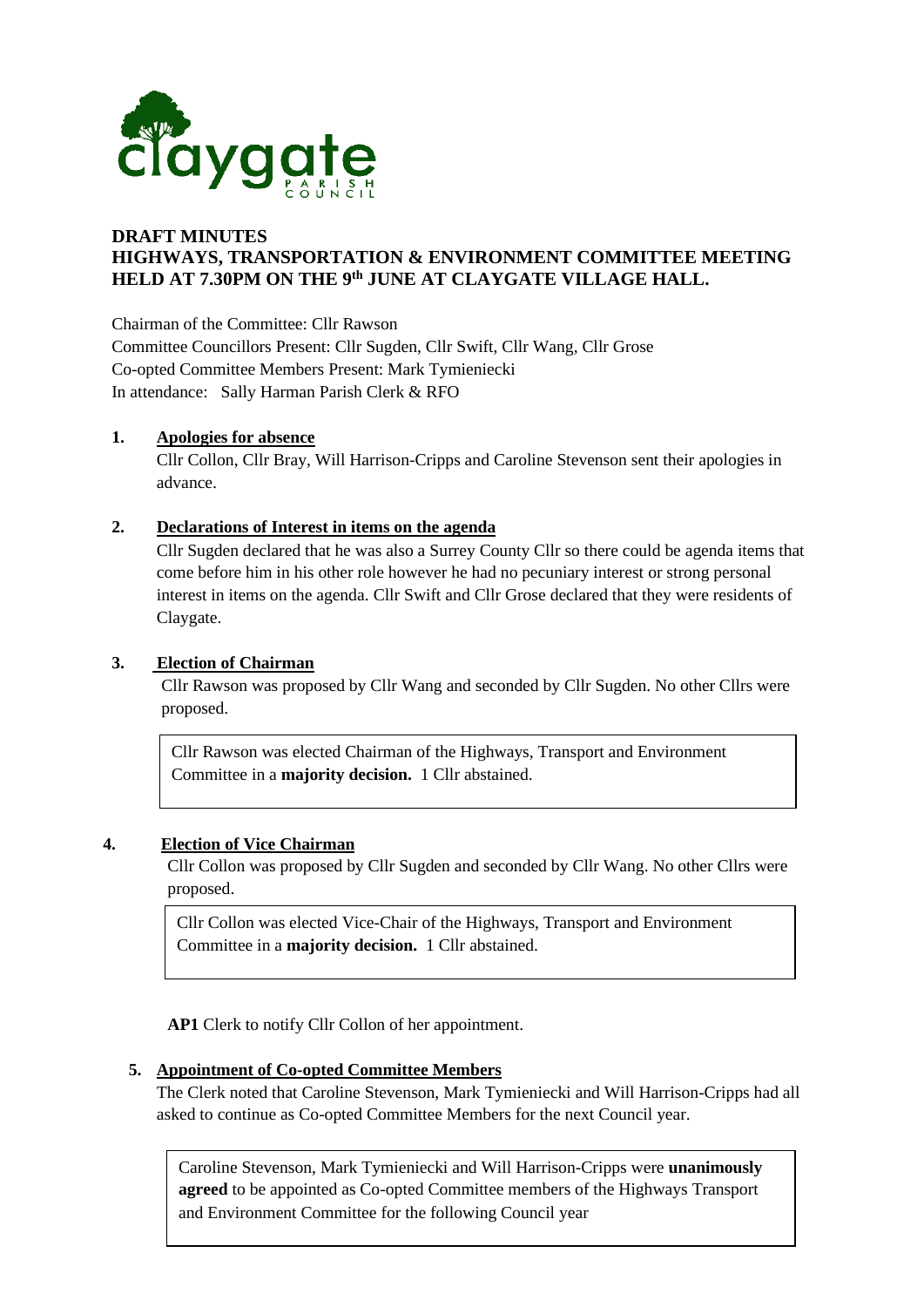claygate PARISH COUNCIL

# DRAFT MINUTES
## HIGHWAYS, TRANSPORTATION & ENVIRONMENT COMMITTEE MEETING HELD AT 7.30PM ON THE 9th JUNE AT CLAYGATE VILLAGE HALL.

Chairman of the Committee: Cllr Rawson
Committee Councillors Present: Cllr Sugden, Cllr Swift, Cllr Wang, Cllr Grose
Co-opted Committee Members Present: Mark Tymieniecki
In attendance: Sally Harman Parish Clerk & RFO

**1. Apologies for absence**

Cllr Collon, Cllr Bray, Will Harrison-Cripps and Caroline Stevenson sent their apologies in advance.

**2. Declarations of Interest in items on the agenda**

Cllr Sugden declared that he was also a Surrey County Cllr so there could be agenda items that come before him in his other role however he had no pecuniary interest or strong personal interest in items on the agenda. Cllr Swift and Cllr Grose declared that they were residents of Claygate.

**3. Election of Chairman**

Cllr Rawson was proposed by Cllr Wang and seconded by Cllr Sugden. No other Cllrs were proposed.

> Cllr Rawson was elected Chairman of the Highways, Transport and Environment Committee in a **majority decision.** 1 Cllr abstained.

**4. Election of Vice Chairman**

Cllr Collon was proposed by Cllr Sugden and seconded by Cllr Wang. No other Cllrs were proposed.

> Cllr Collon was elected Vice-Chair of the Highways, Transport and Environment Committee in a **majority decision.** 1 Cllr abstained.

**AP1** Clerk to notify Cllr Collon of her appointment.

**5. Appointment of Co-opted Committee Members**

The Clerk noted that Caroline Stevenson, Mark Tymieniecki and Will Harrison-Cripps had all asked to continue as Co-opted Committee Members for the next Council year.

> Caroline Stevenson, Mark Tymieniecki and Will Harrison-Cripps were **unanimously agreed** to be appointed as Co-opted Committee members of the Highways Transport and Environment Committee for the following Council year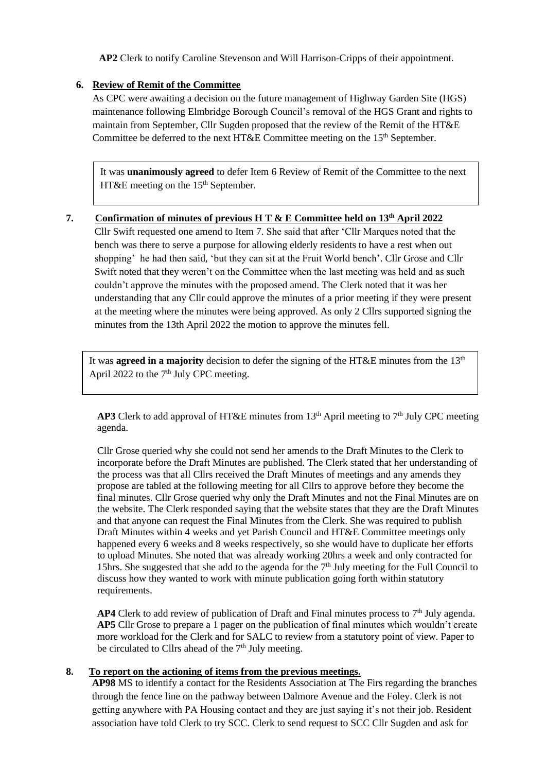**AP2** Clerk to notify Caroline Stevenson and Will Harrison-Cripps of their appointment.

## 6. Review of Remit of the Committee

As CPC were awaiting a decision on the future management of Highway Garden Site (HGS) maintenance following Elmbridge Borough Council's removal of the HGS Grant and rights to maintain from September, Cllr Sugden proposed that the review of the Remit of the HT&E Committee be deferred to the next HT&E Committee meeting on the 15th September.

> It was **unanimously agreed** to defer Item 6 Review of Remit of the Committee to the next HT&E meeting on the 15th September.

## 7. Confirmation of minutes of previous H T & E Committee held on 13th April 2022

Cllr Swift requested one amend to Item 7. She said that after 'Cllr Marques noted that the bench was there to serve a purpose for allowing elderly residents to have a rest when out shopping' he had then said, 'but they can sit at the Fruit World bench'. Cllr Grose and Cllr Swift noted that they weren't on the Committee when the last meeting was held and as such couldn't approve the minutes with the proposed amend. The Clerk noted that it was her understanding that any Cllr could approve the minutes of a prior meeting if they were present at the meeting where the minutes were being approved. As only 2 Cllrs supported signing the minutes from the 13th April 2022 the motion to approve the minutes fell.

> It was **agreed in a majority** decision to defer the signing of the HT&E minutes from the 13th April 2022 to the 7th July CPC meeting.

**AP3** Clerk to add approval of HT&E minutes from 13th April meeting to 7th July CPC meeting agenda.

Cllr Grose queried why she could not send her amends to the Draft Minutes to the Clerk to incorporate before the Draft Minutes are published. The Clerk stated that her understanding of the process was that all Cllrs received the Draft Minutes of meetings and any amends they propose are tabled at the following meeting for all Cllrs to approve before they become the final minutes. Cllr Grose queried why only the Draft Minutes and not the Final Minutes are on the website. The Clerk responded saying that the website states that they are the Draft Minutes and that anyone can request the Final Minutes from the Clerk. She was required to publish Draft Minutes within 4 weeks and yet Parish Council and HT&E Committee meetings only happened every 6 weeks and 8 weeks respectively, so she would have to duplicate her efforts to upload Minutes. She noted that was already working 20hrs a week and only contracted for 15hrs. She suggested that she add to the agenda for the 7th July meeting for the Full Council to discuss how they wanted to work with minute publication going forth within statutory requirements.

**AP4** Clerk to add review of publication of Draft and Final minutes process to 7th July agenda.
**AP5** Cllr Grose to prepare a 1 pager on the publication of final minutes which wouldn't create more workload for the Clerk and for SALC to review from a statutory point of view. Paper to be circulated to Cllrs ahead of the 7th July meeting.

## 8. To report on the actioning of items from the previous meetings.

**AP98** MS to identify a contact for the Residents Association at The Firs regarding the branches through the fence line on the pathway between Dalmore Avenue and the Foley. Clerk is not getting anywhere with PA Housing contact and they are just saying it's not their job. Resident association have told Clerk to try SCC. Clerk to send request to SCC Cllr Sugden and ask for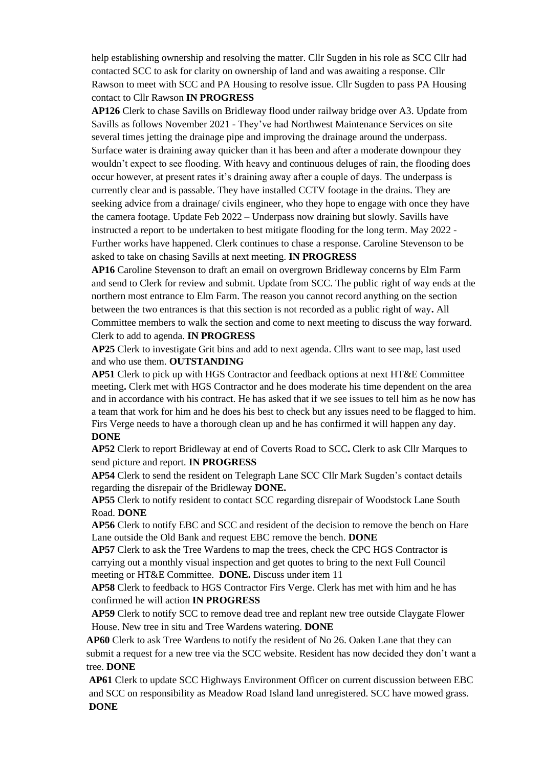help establishing ownership and resolving the matter. Cllr Sugden in his role as SCC Cllr had contacted SCC to ask for clarity on ownership of land and was awaiting a response. Cllr Rawson to meet with SCC and PA Housing to resolve issue. Cllr Sugden to pass PA Housing contact to Cllr Rawson **IN PROGRESS**

**AP126** Clerk to chase Savills on Bridleway flood under railway bridge over A3. Update from Savills as follows November 2021 - They've had Northwest Maintenance Services on site several times jetting the drainage pipe and improving the drainage around the underpass. Surface water is draining away quicker than it has been and after a moderate downpour they wouldn't expect to see flooding. With heavy and continuous deluges of rain, the flooding does occur however, at present rates it's draining away after a couple of days. The underpass is currently clear and is passable. They have installed CCTV footage in the drains. They are seeking advice from a drainage/ civils engineer, who they hope to engage with once they have the camera footage. Update Feb 2022 – Underpass now draining but slowly. Savills have instructed a report to be undertaken to best mitigate flooding for the long term. May 2022 - Further works have happened. Clerk continues to chase a response. Caroline Stevenson to be asked to take on chasing Savills at next meeting. **IN PROGRESS**

**AP16** Caroline Stevenson to draft an email on overgrown Bridleway concerns by Elm Farm and send to Clerk for review and submit. Update from SCC. The public right of way ends at the northern most entrance to Elm Farm. The reason you cannot record anything on the section between the two entrances is that this section is not recorded as a public right of way**.** All Committee members to walk the section and come to next meeting to discuss the way forward. Clerk to add to agenda. **IN PROGRESS**

**AP25** Clerk to investigate Grit bins and add to next agenda. Cllrs want to see map, last used and who use them. **OUTSTANDING**

**AP51** Clerk to pick up with HGS Contractor and feedback options at next HT&E Committee meeting**.** Clerk met with HGS Contractor and he does moderate his time dependent on the area and in accordance with his contract. He has asked that if we see issues to tell him as he now has a team that work for him and he does his best to check but any issues need to be flagged to him. Firs Verge needs to have a thorough clean up and he has confirmed it will happen any day. **DONE**

**AP52** Clerk to report Bridleway at end of Coverts Road to SCC**.** Clerk to ask Cllr Marques to send picture and report. **IN PROGRESS**

**AP54** Clerk to send the resident on Telegraph Lane SCC Cllr Mark Sugden's contact details regarding the disrepair of the Bridleway **DONE.**

**AP55** Clerk to notify resident to contact SCC regarding disrepair of Woodstock Lane South Road. **DONE**

**AP56** Clerk to notify EBC and SCC and resident of the decision to remove the bench on Hare Lane outside the Old Bank and request EBC remove the bench. **DONE**

**AP57** Clerk to ask the Tree Wardens to map the trees, check the CPC HGS Contractor is carrying out a monthly visual inspection and get quotes to bring to the next Full Council meeting or HT&E Committee. **DONE.** Discuss under item 11

**AP58** Clerk to feedback to HGS Contractor Firs Verge. Clerk has met with him and he has confirmed he will action **IN PROGRESS**

**AP59** Clerk to notify SCC to remove dead tree and replant new tree outside Claygate Flower House. New tree in situ and Tree Wardens watering. **DONE**

**AP60** Clerk to ask Tree Wardens to notify the resident of No 26. Oaken Lane that they can submit a request for a new tree via the SCC website. Resident has now decided they don't want a tree. **DONE**

**AP61** Clerk to update SCC Highways Environment Officer on current discussion between EBC and SCC on responsibility as Meadow Road Island land unregistered. SCC have mowed grass. **DONE**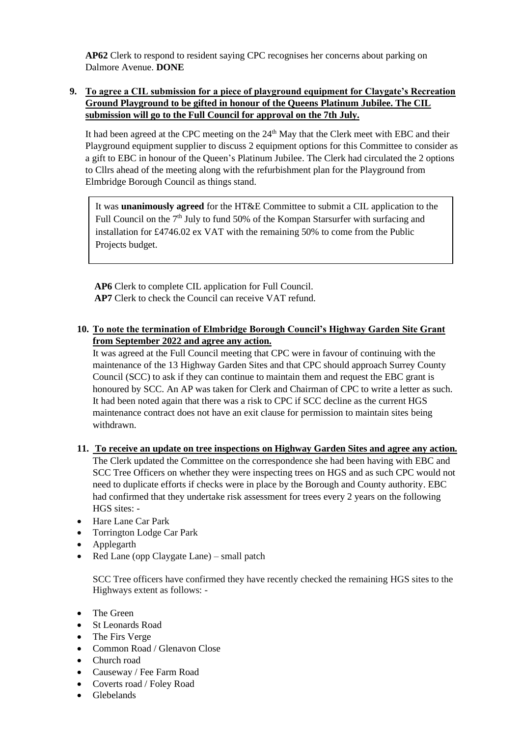**AP62** Clerk to respond to resident saying CPC recognises her concerns about parking on Dalmore Avenue. **DONE**

**9. <u>To agree a CIL submission for a piece of playground equipment for Claygate's Recreation Ground Playground to be gifted in honour of the Queens Platinum Jubilee. The CIL submission will go to the Full Council for approval on the 7th July.</u>**

It had been agreed at the CPC meeting on the 24th May that the Clerk meet with EBC and their Playground equipment supplier to discuss 2 equipment options for this Committee to consider as a gift to EBC in honour of the Queen's Platinum Jubilee. The Clerk had circulated the 2 options to Cllrs ahead of the meeting along with the refurbishment plan for the Playground from Elmbridge Borough Council as things stand.

> It was **unanimously agreed** for the HT&E Committee to submit a CIL application to the Full Council on the 7th July to fund 50% of the Kompan Starsurfer with surfacing and installation for £4746.02 ex VAT with the remaining 50% to come from the Public Projects budget.

**AP6** Clerk to complete CIL application for Full Council.
**AP7** Clerk to check the Council can receive VAT refund.

**10. <u>To note the termination of Elmbridge Borough Council's Highway Garden Site Grant from September 2022 and agree any action.</u>**

It was agreed at the Full Council meeting that CPC were in favour of continuing with the maintenance of the 13 Highway Garden Sites and that CPC should approach Surrey County Council (SCC) to ask if they can continue to maintain them and request the EBC grant is honoured by SCC. An AP was taken for Clerk and Chairman of CPC to write a letter as such. It had been noted again that there was a risk to CPC if SCC decline as the current HGS maintenance contract does not have an exit clause for permission to maintain sites being withdrawn.

**11. <u>To receive an update on tree inspections on Highway Garden Sites and agree any action.</u>**

The Clerk updated the Committee on the correspondence she had been having with EBC and SCC Tree Officers on whether they were inspecting trees on HGS and as such CPC would not need to duplicate efforts if checks were in place by the Borough and County authority. EBC had confirmed that they undertake risk assessment for trees every 2 years on the following HGS sites: -

- Hare Lane Car Park
- Torrington Lodge Car Park
- Applegarth
- Red Lane (opp Claygate Lane) – small patch

SCC Tree officers have confirmed they have recently checked the remaining HGS sites to the Highways extent as follows: -

- The Green
- St Leonards Road
- The Firs Verge
- Common Road / Glenavon Close
- Church road
- Causeway / Fee Farm Road
- Coverts road / Foley Road
- Glebelands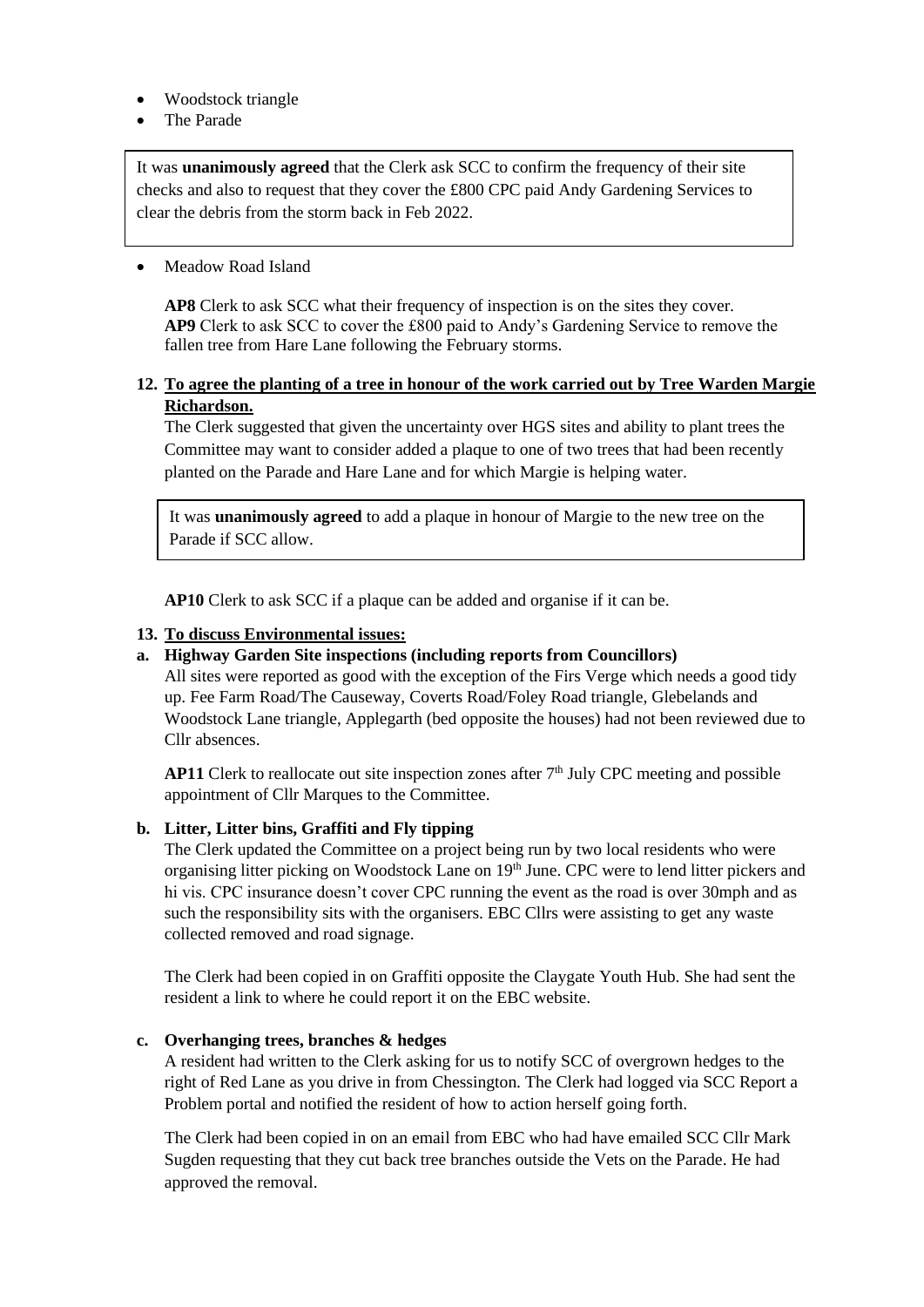- Woodstock triangle
- The Parade

> It was **unanimously agreed** that the Clerk ask SCC to confirm the frequency of their site checks and also to request that they cover the £800 CPC paid Andy Gardening Services to clear the debris from the storm back in Feb 2022.

- Meadow Road Island

**AP8** Clerk to ask SCC what their frequency of inspection is on the sites they cover.
**AP9** Clerk to ask SCC to cover the £800 paid to Andy's Gardening Service to remove the fallen tree from Hare Lane following the February storms.

**12. To agree the planting of a tree in honour of the work carried out by Tree Warden Margie Richardson.**

The Clerk suggested that given the uncertainty over HGS sites and ability to plant trees the Committee may want to consider added a plaque to one of two trees that had been recently planted on the Parade and Hare Lane and for which Margie is helping water.

> It was **unanimously agreed** to add a plaque in honour of Margie to the new tree on the Parade if SCC allow.

**AP10** Clerk to ask SCC if a plaque can be added and organise if it can be.

**13. To discuss Environmental issues:**

**a. Highway Garden Site inspections (including reports from Councillors)**

All sites were reported as good with the exception of the Firs Verge which needs a good tidy up. Fee Farm Road/The Causeway, Coverts Road/Foley Road triangle, Glebelands and Woodstock Lane triangle, Applegarth (bed opposite the houses) had not been reviewed due to Cllr absences.

**AP11** Clerk to reallocate out site inspection zones after 7th July CPC meeting and possible appointment of Cllr Marques to the Committee.

**b. Litter, Litter bins, Graffiti and Fly tipping**

The Clerk updated the Committee on a project being run by two local residents who were organising litter picking on Woodstock Lane on 19th June. CPC were to lend litter pickers and hi vis. CPC insurance doesn't cover CPC running the event as the road is over 30mph and as such the responsibility sits with the organisers. EBC Cllrs were assisting to get any waste collected removed and road signage.

The Clerk had been copied in on Graffiti opposite the Claygate Youth Hub. She had sent the resident a link to where he could report it on the EBC website.

**c. Overhanging trees, branches & hedges**

A resident had written to the Clerk asking for us to notify SCC of overgrown hedges to the right of Red Lane as you drive in from Chessington. The Clerk had logged via SCC Report a Problem portal and notified the resident of how to action herself going forth.

The Clerk had been copied in on an email from EBC who had have emailed SCC Cllr Mark Sugden requesting that they cut back tree branches outside the Vets on the Parade. He had approved the removal.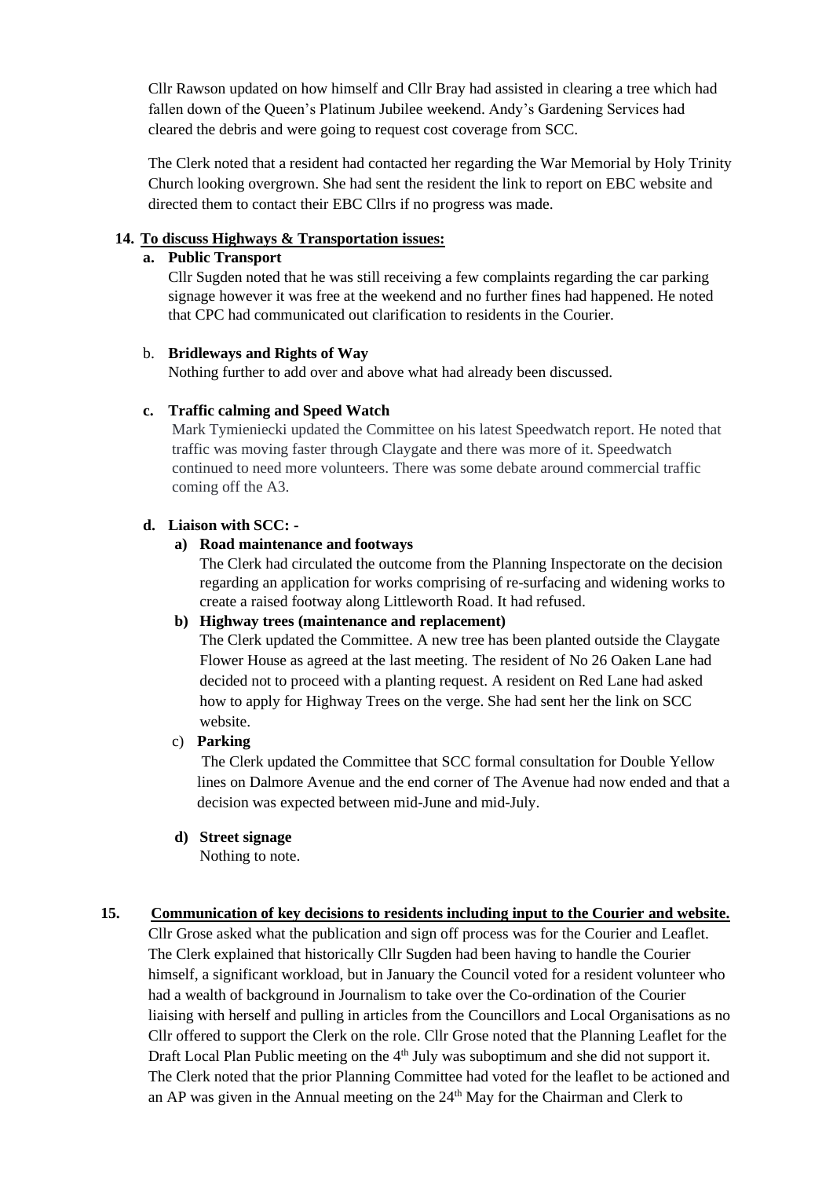Cllr Rawson updated on how himself and Cllr Bray had assisted in clearing a tree which had fallen down of the Queen's Platinum Jubilee weekend. Andy's Gardening Services had cleared the debris and were going to request cost coverage from SCC.

The Clerk noted that a resident had contacted her regarding the War Memorial by Holy Trinity Church looking overgrown. She had sent the resident the link to report on EBC website and directed them to contact their EBC Cllrs if no progress was made.

**14. To discuss Highways & Transportation issues:**

**a. Public Transport**

Cllr Sugden noted that he was still receiving a few complaints regarding the car parking signage however it was free at the weekend and no further fines had happened. He noted that CPC had communicated out clarification to residents in the Courier.

b. **Bridleways and Rights of Way**

Nothing further to add over and above what had already been discussed.

**c. Traffic calming and Speed Watch**

Mark Tymieniecki updated the Committee on his latest Speedwatch report. He noted that traffic was moving faster through Claygate and there was more of it. Speedwatch continued to need more volunteers. There was some debate around commercial traffic coming off the A3.

**d. Liaison with SCC: -**

**a) Road maintenance and footways**

The Clerk had circulated the outcome from the Planning Inspectorate on the decision regarding an application for works comprising of re-surfacing and widening works to create a raised footway along Littleworth Road. It had refused.

**b) Highway trees (maintenance and replacement)**

The Clerk updated the Committee. A new tree has been planted outside the Claygate Flower House as agreed at the last meeting. The resident of No 26 Oaken Lane had decided not to proceed with a planting request. A resident on Red Lane had asked how to apply for Highway Trees on the verge. She had sent her the link on SCC website.

c) **Parking**

The Clerk updated the Committee that SCC formal consultation for Double Yellow lines on Dalmore Avenue and the end corner of The Avenue had now ended and that a decision was expected between mid-June and mid-July.

**d) Street signage**

Nothing to note.

**15. Communication of key decisions to residents including input to the Courier and website.**

Cllr Grose asked what the publication and sign off process was for the Courier and Leaflet. The Clerk explained that historically Cllr Sugden had been having to handle the Courier himself, a significant workload, but in January the Council voted for a resident volunteer who had a wealth of background in Journalism to take over the Co-ordination of the Courier liaising with herself and pulling in articles from the Councillors and Local Organisations as no Cllr offered to support the Clerk on the role. Cllr Grose noted that the Planning Leaflet for the Draft Local Plan Public meeting on the 4th July was suboptimum and she did not support it. The Clerk noted that the prior Planning Committee had voted for the leaflet to be actioned and an AP was given in the Annual meeting on the 24th May for the Chairman and Clerk to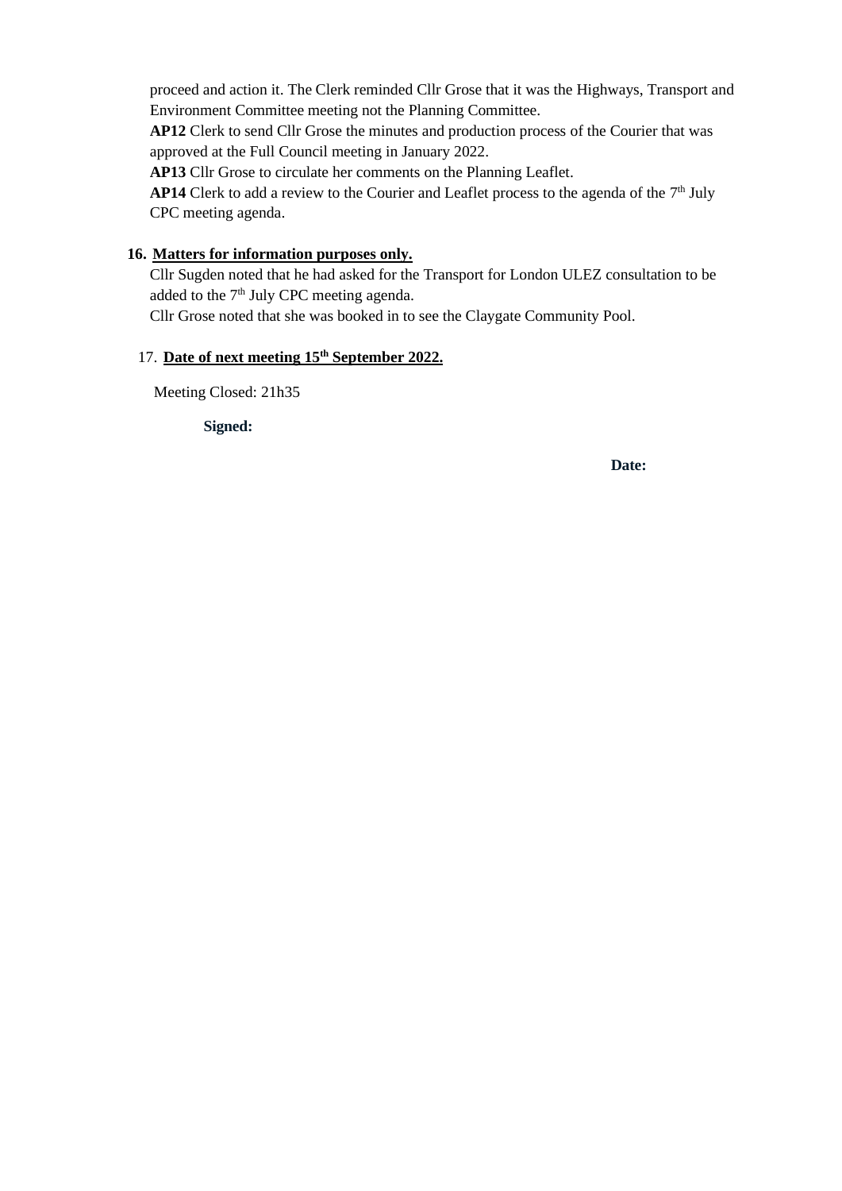proceed and action it. The Clerk reminded Cllr Grose that it was the Highways, Transport and Environment Committee meeting not the Planning Committee.

**AP12** Clerk to send Cllr Grose the minutes and production process of the Courier that was approved at the Full Council meeting in January 2022.

**AP13** Cllr Grose to circulate her comments on the Planning Leaflet.

**AP14** Clerk to add a review to the Courier and Leaflet process to the agenda of the 7th July CPC meeting agenda.

**16. Matters for information purposes only.**

Cllr Sugden noted that he had asked for the Transport for London ULEZ consultation to be added to the 7th July CPC meeting agenda.

Cllr Grose noted that she was booked in to see the Claygate Community Pool.

17. **Date of next meeting 15th September 2022.**

Meeting Closed: 21h35

**Signed:**

**Date:**